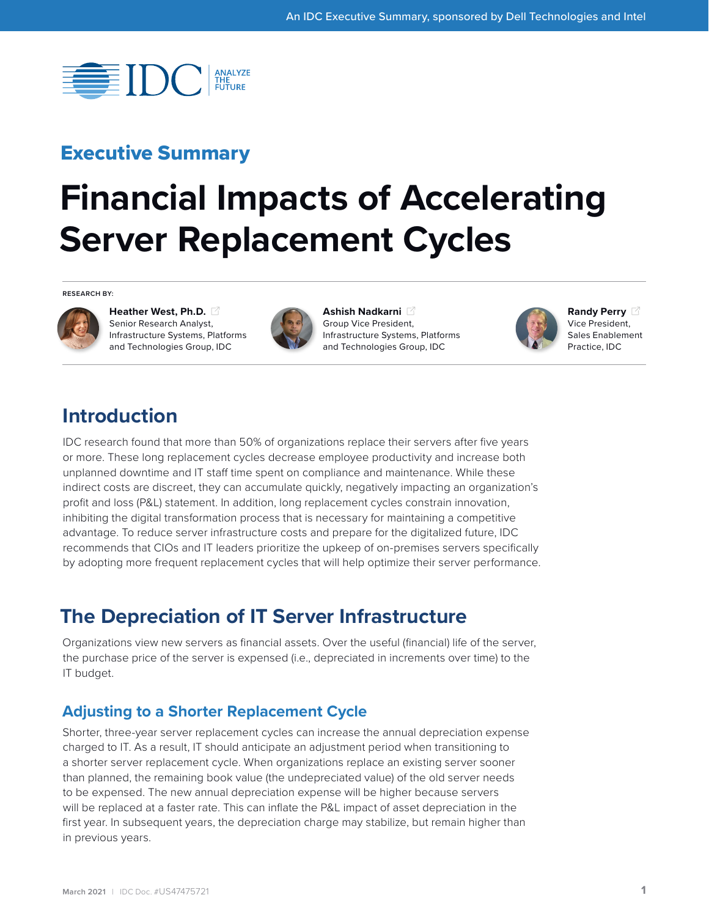An IDC Executive Summary, sponsored by Dell Technologies and Intel

## Executive Summary

# Financial Impacts of Accelerating Server Replacement Cycles

RESEARCH BY:

**Heather West, Ph.D.**
Senior Research Analyst, Infrastructure Systems, Platforms and Technologies Group, IDC

**Ashish Nadkarni**
Group Vice President, Infrastructure Systems, Platforms and Technologies Group, IDC

**Randy Perry**
Vice President, Sales Enablement Practice, IDC

## Introduction

IDC research found that more than 50% of organizations replace their servers after five years or more. These long replacement cycles decrease employee productivity and increase both unplanned downtime and IT staff time spent on compliance and maintenance. While these indirect costs are discreet, they can accumulate quickly, negatively impacting an organization's profit and loss (P&L) statement. In addition, long replacement cycles constrain innovation, inhibiting the digital transformation process that is necessary for maintaining a competitive advantage. To reduce server infrastructure costs and prepare for the digitalized future, IDC recommends that CIOs and IT leaders prioritize the upkeep of on-premises servers specifically by adopting more frequent replacement cycles that will help optimize their server performance.

## The Depreciation of IT Server Infrastructure

Organizations view new servers as financial assets. Over the useful (financial) life of the server, the purchase price of the server is expensed (i.e., depreciated in increments over time) to the IT budget.

### Adjusting to a Shorter Replacement Cycle

Shorter, three-year server replacement cycles can increase the annual depreciation expense charged to IT. As a result, IT should anticipate an adjustment period when transitioning to a shorter server replacement cycle. When organizations replace an existing server sooner than planned, the remaining book value (the undepreciated value) of the old server needs to be expensed. The new annual depreciation expense will be higher because servers will be replaced at a faster rate. This can inflate the P&L impact of asset depreciation in the first year. In subsequent years, the depreciation charge may stabilize, but remain higher than in previous years.

March 2021 | IDC Doc. #US47475721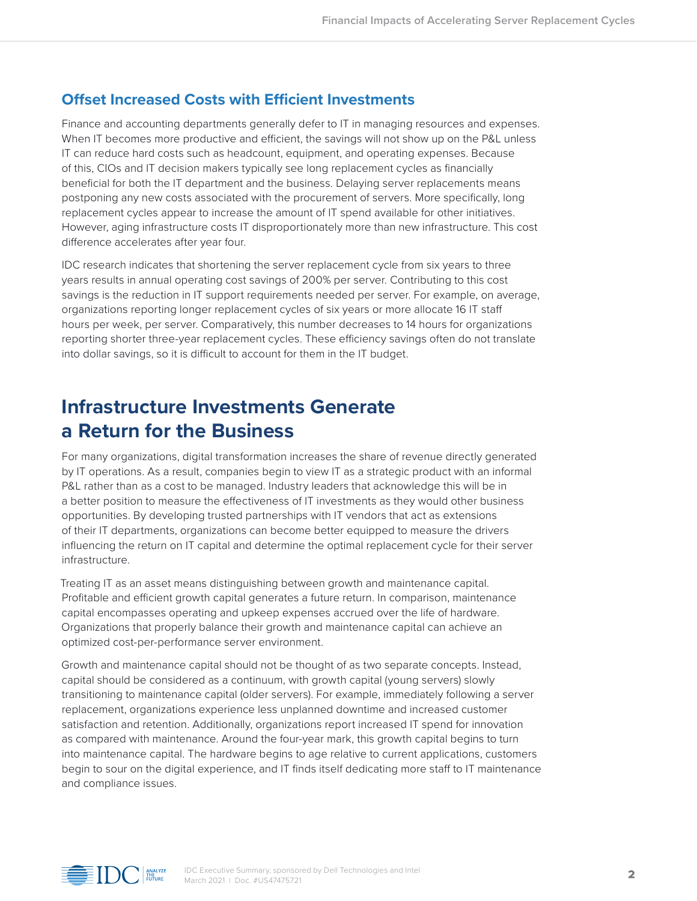### Offset Increased Costs with Efficient Investments

Finance and accounting departments generally defer to IT in managing resources and expenses. When IT becomes more productive and efficient, the savings will not show up on the P&L unless IT can reduce hard costs such as headcount, equipment, and operating expenses. Because of this, CIOs and IT decision makers typically see long replacement cycles as financially beneficial for both the IT department and the business. Delaying server replacements means postponing any new costs associated with the procurement of servers. More specifically, long replacement cycles appear to increase the amount of IT spend available for other initiatives. However, aging infrastructure costs IT disproportionately more than new infrastructure. This cost difference accelerates after year four.

IDC research indicates that shortening the server replacement cycle from six years to three years results in annual operating cost savings of 200% per server. Contributing to this cost savings is the reduction in IT support requirements needed per server. For example, on average, organizations reporting longer replacement cycles of six years or more allocate 16 IT staff hours per week, per server. Comparatively, this number decreases to 14 hours for organizations reporting shorter three-year replacement cycles. These efficiency savings often do not translate into dollar savings, so it is difficult to account for them in the IT budget.

## Infrastructure Investments Generate a Return for the Business

For many organizations, digital transformation increases the share of revenue directly generated by IT operations. As a result, companies begin to view IT as a strategic product with an informal P&L rather than as a cost to be managed. Industry leaders that acknowledge this will be in a better position to measure the effectiveness of IT investments as they would other business opportunities. By developing trusted partnerships with IT vendors that act as extensions of their IT departments, organizations can become better equipped to measure the drivers influencing the return on IT capital and determine the optimal replacement cycle for their server infrastructure.

Treating IT as an asset means distinguishing between growth and maintenance capital. Profitable and efficient growth capital generates a future return. In comparison, maintenance capital encompasses operating and upkeep expenses accrued over the life of hardware. Organizations that properly balance their growth and maintenance capital can achieve an optimized cost-per-performance server environment.

Growth and maintenance capital should not be thought of as two separate concepts. Instead, capital should be considered as a continuum, with growth capital (young servers) slowly transitioning to maintenance capital (older servers). For example, immediately following a server replacement, organizations experience less unplanned downtime and increased customer satisfaction and retention. Additionally, organizations report increased IT spend for innovation as compared with maintenance. Around the four-year mark, this growth capital begins to turn into maintenance capital. The hardware begins to age relative to current applications, customers begin to sour on the digital experience, and IT finds itself dedicating more staff to IT maintenance and compliance issues.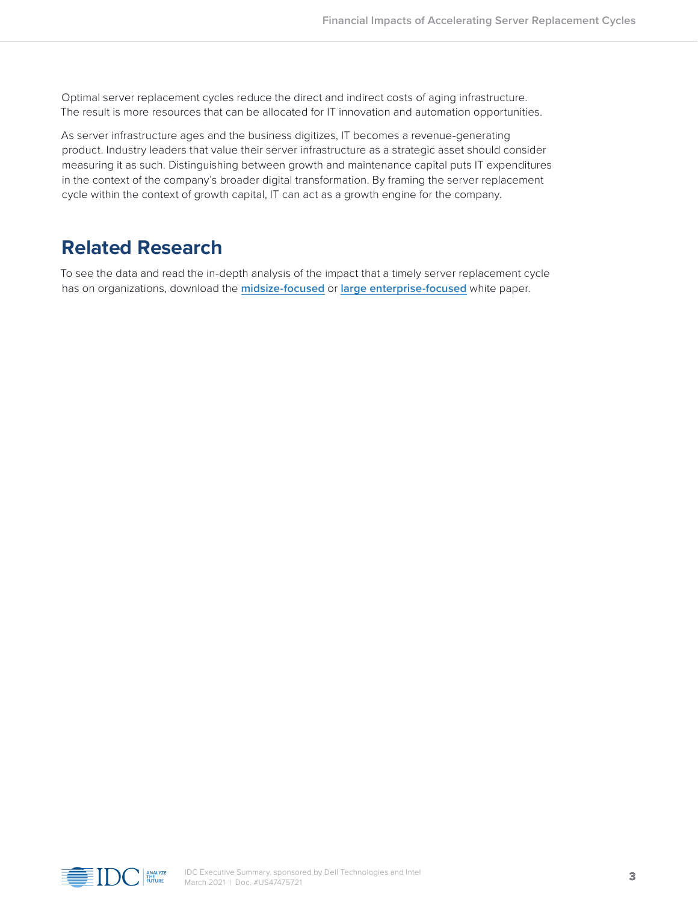Optimal server replacement cycles reduce the direct and indirect costs of aging infrastructure. The result is more resources that can be allocated for IT innovation and automation opportunities.

As server infrastructure ages and the business digitizes, IT becomes a revenue-generating product. Industry leaders that value their server infrastructure as a strategic asset should consider measuring it as such. Distinguishing between growth and maintenance capital puts IT expenditures in the context of the company's broader digital transformation. By framing the server replacement cycle within the context of growth capital, IT can act as a growth engine for the company.

## Related Research

To see the data and read the in-depth analysis of the impact that a timely server replacement cycle has on organizations, download the **midsize-focused** or **large enterprise-focused** white paper.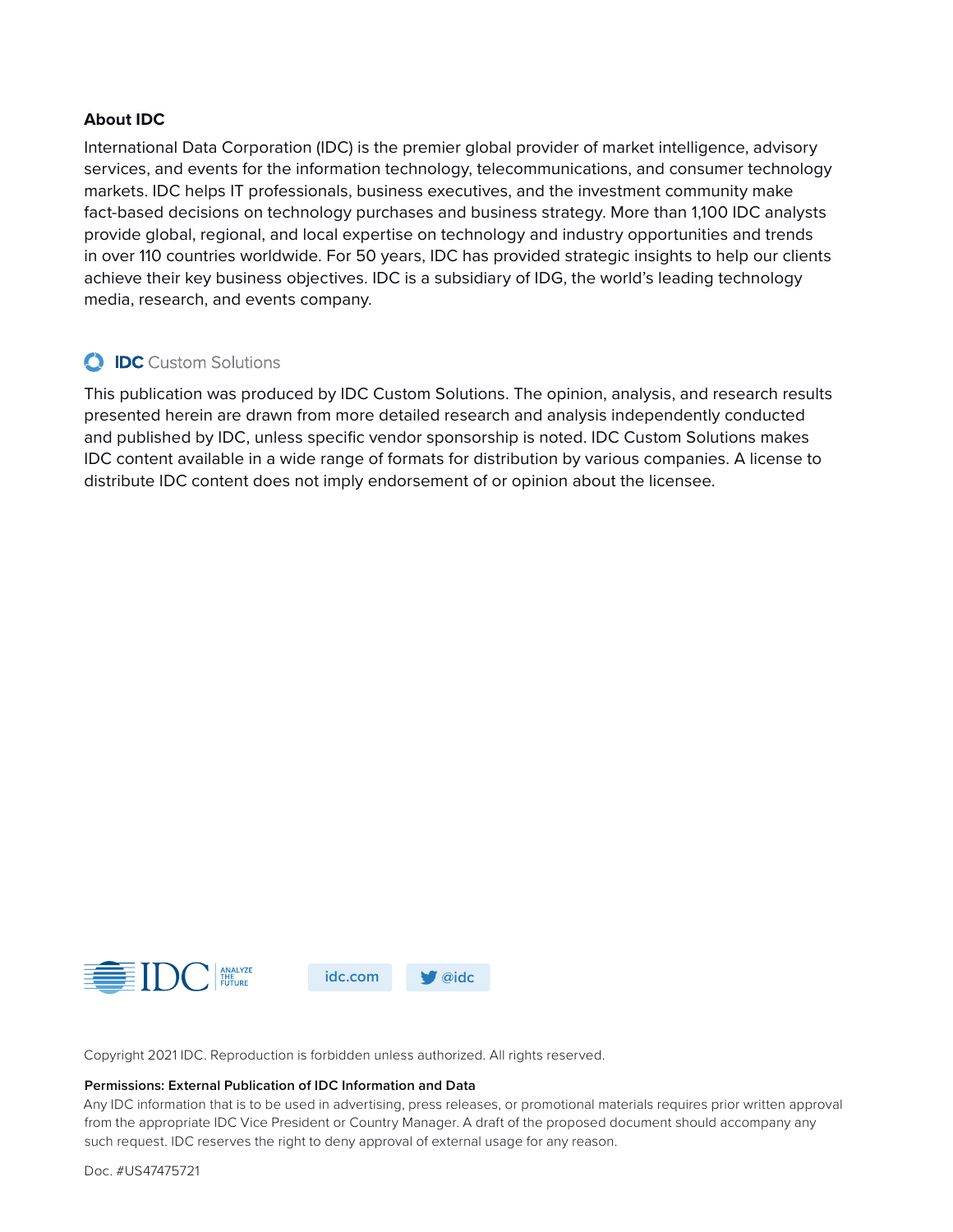## About IDC

International Data Corporation (IDC) is the premier global provider of market intelligence, advisory services, and events for the information technology, telecommunications, and consumer technology markets. IDC helps IT professionals, business executives, and the investment community make fact-based decisions on technology purchases and business strategy. More than 1,100 IDC analysts provide global, regional, and local expertise on technology and industry opportunities and trends in over 110 countries worldwide. For 50 years, IDC has provided strategic insights to help our clients achieve their key business objectives. IDC is a subsidiary of IDG, the world's leading technology media, research, and events company.

**IDC** Custom Solutions

This publication was produced by IDC Custom Solutions. The opinion, analysis, and research results presented herein are drawn from more detailed research and analysis independently conducted and published by IDC, unless specific vendor sponsorship is noted. IDC Custom Solutions makes IDC content available in a wide range of formats for distribution by various companies. A license to distribute IDC content does not imply endorsement of or opinion about the licensee.

IDC ANALYZE THE FUTURE

idc.com

@idc

Copyright 2021 IDC. Reproduction is forbidden unless authorized. All rights reserved.

**Permissions: External Publication of IDC Information and Data**

Any IDC information that is to be used in advertising, press releases, or promotional materials requires prior written approval from the appropriate IDC Vice President or Country Manager. A draft of the proposed document should accompany any such request. IDC reserves the right to deny approval of external usage for any reason.

Doc. #US47475721